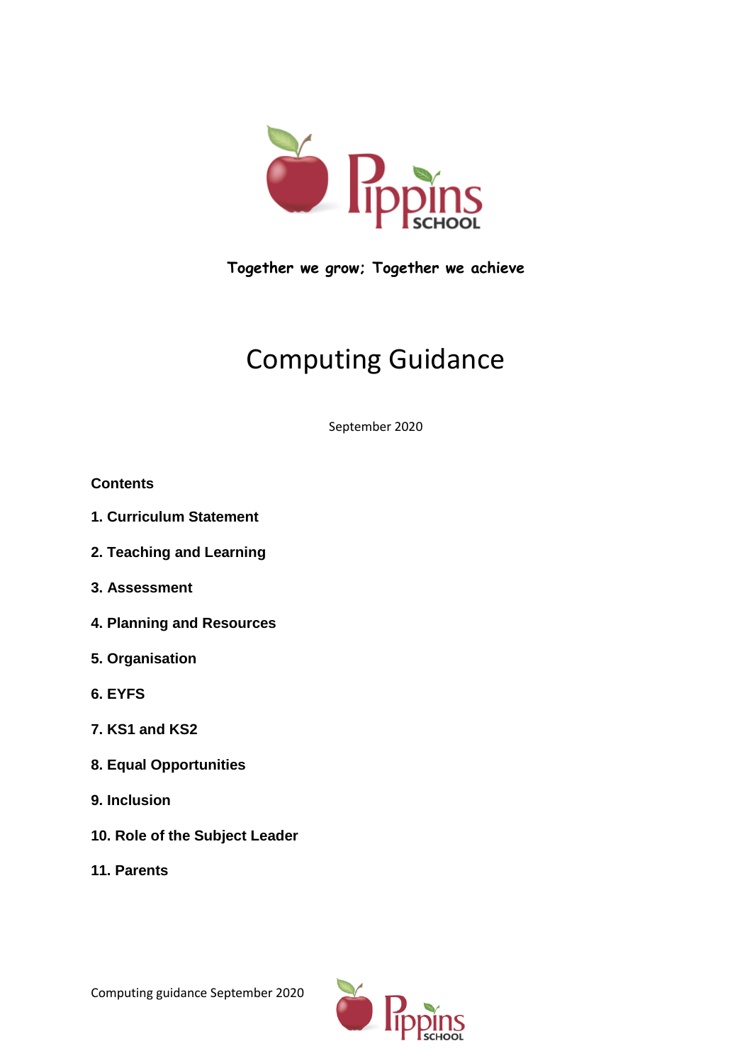Pippins School

**Together we grow; Together we achieve**

# Computing Guidance

September 2020

**Contents**

**1. Curriculum Statement**

**2. Teaching and Learning**

**3. Assessment**

**4. Planning and Resources**

**5. Organisation**

**6. EYFS**

**7. KS1 and KS2**

**8. Equal Opportunities**

**9. Inclusion**

**10. Role of the Subject Leader**

**11. Parents**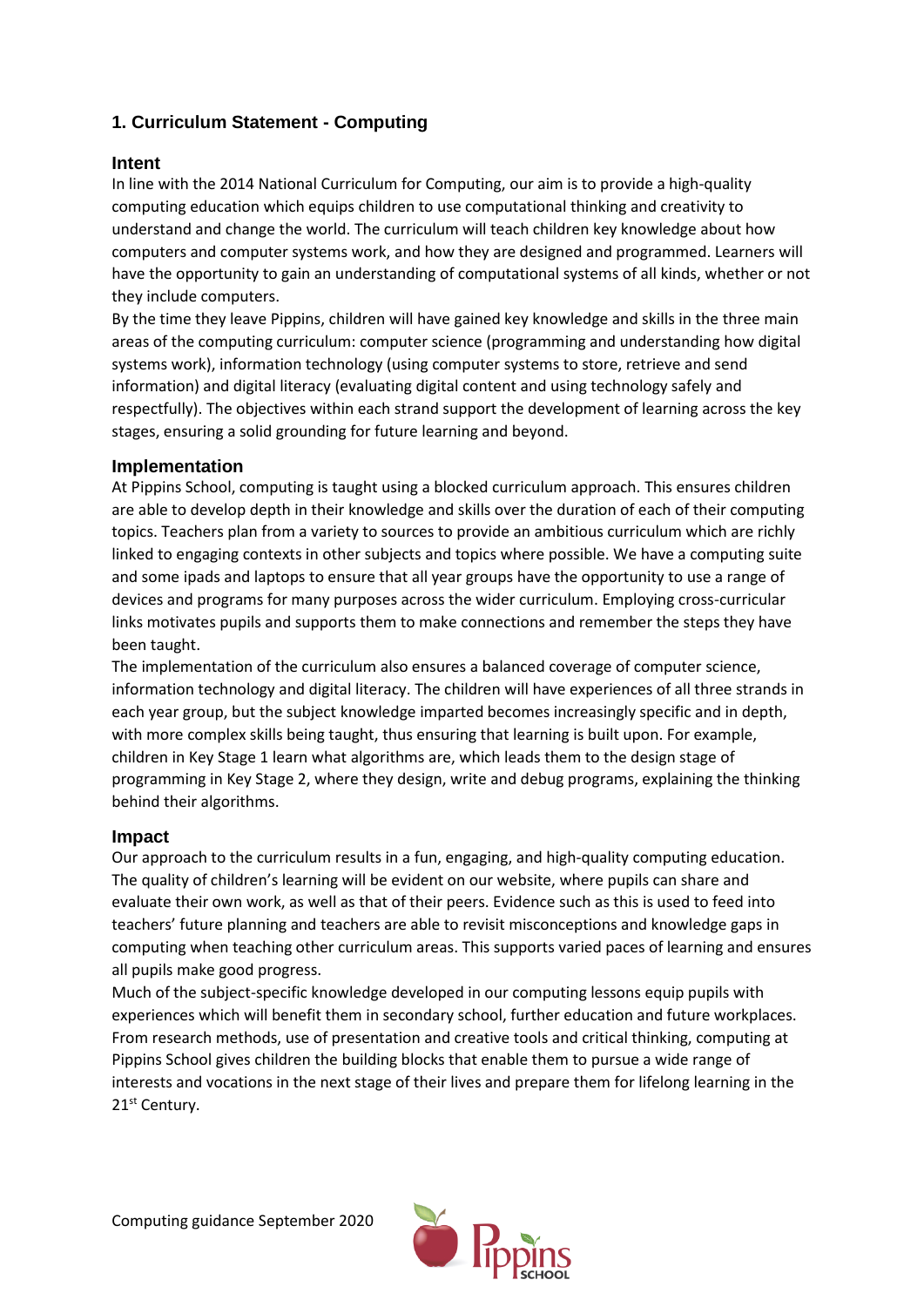## 1. Curriculum Statement - Computing

### Intent

In line with the 2014 National Curriculum for Computing, our aim is to provide a high-quality computing education which equips children to use computational thinking and creativity to understand and change the world. The curriculum will teach children key knowledge about how computers and computer systems work, and how they are designed and programmed. Learners will have the opportunity to gain an understanding of computational systems of all kinds, whether or not they include computers.

By the time they leave Pippins, children will have gained key knowledge and skills in the three main areas of the computing curriculum: computer science (programming and understanding how digital systems work), information technology (using computer systems to store, retrieve and send information) and digital literacy (evaluating digital content and using technology safely and respectfully). The objectives within each strand support the development of learning across the key stages, ensuring a solid grounding for future learning and beyond.

### Implementation

At Pippins School, computing is taught using a blocked curriculum approach. This ensures children are able to develop depth in their knowledge and skills over the duration of each of their computing topics. Teachers plan from a variety to sources to provide an ambitious curriculum which are richly linked to engaging contexts in other subjects and topics where possible. We have a computing suite and some ipads and laptops to ensure that all year groups have the opportunity to use a range of devices and programs for many purposes across the wider curriculum. Employing cross-curricular links motivates pupils and supports them to make connections and remember the steps they have been taught.

The implementation of the curriculum also ensures a balanced coverage of computer science, information technology and digital literacy. The children will have experiences of all three strands in each year group, but the subject knowledge imparted becomes increasingly specific and in depth, with more complex skills being taught, thus ensuring that learning is built upon. For example, children in Key Stage 1 learn what algorithms are, which leads them to the design stage of programming in Key Stage 2, where they design, write and debug programs, explaining the thinking behind their algorithms.

### Impact

Our approach to the curriculum results in a fun, engaging, and high-quality computing education. The quality of children's learning will be evident on our website, where pupils can share and evaluate their own work, as well as that of their peers. Evidence such as this is used to feed into teachers' future planning and teachers are able to revisit misconceptions and knowledge gaps in computing when teaching other curriculum areas. This supports varied paces of learning and ensures all pupils make good progress.

Much of the subject-specific knowledge developed in our computing lessons equip pupils with experiences which will benefit them in secondary school, further education and future workplaces. From research methods, use of presentation and creative tools and critical thinking, computing at Pippins School gives children the building blocks that enable them to pursue a wide range of interests and vocations in the next stage of their lives and prepare them for lifelong learning in the 21st Century.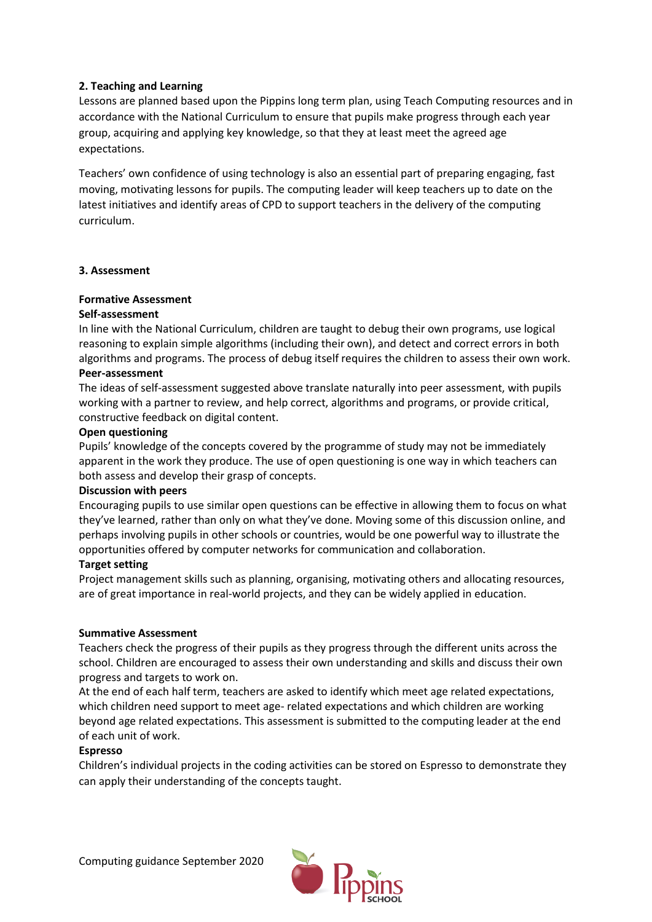## 2. Teaching and Learning

Lessons are planned based upon the Pippins long term plan, using Teach Computing resources and in accordance with the National Curriculum to ensure that pupils make progress through each year group, acquiring and applying key knowledge, so that they at least meet the agreed age expectations.

Teachers' own confidence of using technology is also an essential part of preparing engaging, fast moving, motivating lessons for pupils. The computing leader will keep teachers up to date on the latest initiatives and identify areas of CPD to support teachers in the delivery of the computing curriculum.

## 3. Assessment

### Formative Assessment

**Self-assessment**

In line with the National Curriculum, children are taught to debug their own programs, use logical reasoning to explain simple algorithms (including their own), and detect and correct errors in both algorithms and programs. The process of debug itself requires the children to assess their own work.

**Peer-assessment**

The ideas of self-assessment suggested above translate naturally into peer assessment, with pupils working with a partner to review, and help correct, algorithms and programs, or provide critical, constructive feedback on digital content.

**Open questioning**

Pupils' knowledge of the concepts covered by the programme of study may not be immediately apparent in the work they produce. The use of open questioning is one way in which teachers can both assess and develop their grasp of concepts.

**Discussion with peers**

Encouraging pupils to use similar open questions can be effective in allowing them to focus on what they've learned, rather than only on what they've done. Moving some of this discussion online, and perhaps involving pupils in other schools or countries, would be one powerful way to illustrate the opportunities offered by computer networks for communication and collaboration.

**Target setting**

Project management skills such as planning, organising, motivating others and allocating resources, are of great importance in real-world projects, and they can be widely applied in education.

### Summative Assessment

Teachers check the progress of their pupils as they progress through the different units across the school. Children are encouraged to assess their own understanding and skills and discuss their own progress and targets to work on.

At the end of each half term, teachers are asked to identify which meet age related expectations, which children need support to meet age- related expectations and which children are working beyond age related expectations. This assessment is submitted to the computing leader at the end of each unit of work.

**Espresso**

Children's individual projects in the coding activities can be stored on Espresso to demonstrate they can apply their understanding of the concepts taught.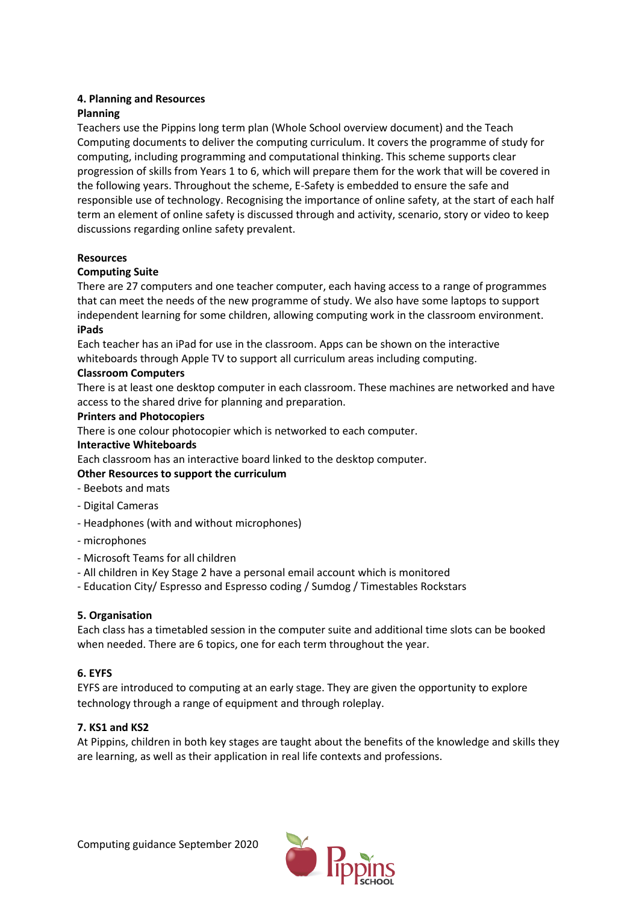## 4. Planning and Resources

### Planning

Teachers use the Pippins long term plan (Whole School overview document) and the Teach Computing documents to deliver the computing curriculum. It covers the programme of study for computing, including programming and computational thinking. This scheme supports clear progression of skills from Years 1 to 6, which will prepare them for the work that will be covered in the following years. Throughout the scheme, E-Safety is embedded to ensure the safe and responsible use of technology. Recognising the importance of online safety, at the start of each half term an element of online safety is discussed through and activity, scenario, story or video to keep discussions regarding online safety prevalent.

### Resources

**Computing Suite**

There are 27 computers and one teacher computer, each having access to a range of programmes that can meet the needs of the new programme of study. We also have some laptops to support independent learning for some children, allowing computing work in the classroom environment.

**iPads**

Each teacher has an iPad for use in the classroom. Apps can be shown on the interactive whiteboards through Apple TV to support all curriculum areas including computing.

**Classroom Computers**

There is at least one desktop computer in each classroom. These machines are networked and have access to the shared drive for planning and preparation.

**Printers and Photocopiers**

There is one colour photocopier which is networked to each computer.

**Interactive Whiteboards**

Each classroom has an interactive board linked to the desktop computer.

**Other Resources to support the curriculum**

- Beebots and mats
- Digital Cameras
- Headphones (with and without microphones)
- microphones
- Microsoft Teams for all children
- All children in Key Stage 2 have a personal email account which is monitored
- Education City/ Espresso and Espresso coding / Sumdog / Timestables Rockstars

## 5. Organisation

Each class has a timetabled session in the computer suite and additional time slots can be booked when needed. There are 6 topics, one for each term throughout the year.

## 6. EYFS

EYFS are introduced to computing at an early stage. They are given the opportunity to explore technology through a range of equipment and through roleplay.

## 7. KS1 and KS2

At Pippins, children in both key stages are taught about the benefits of the knowledge and skills they are learning, as well as their application in real life contexts and professions.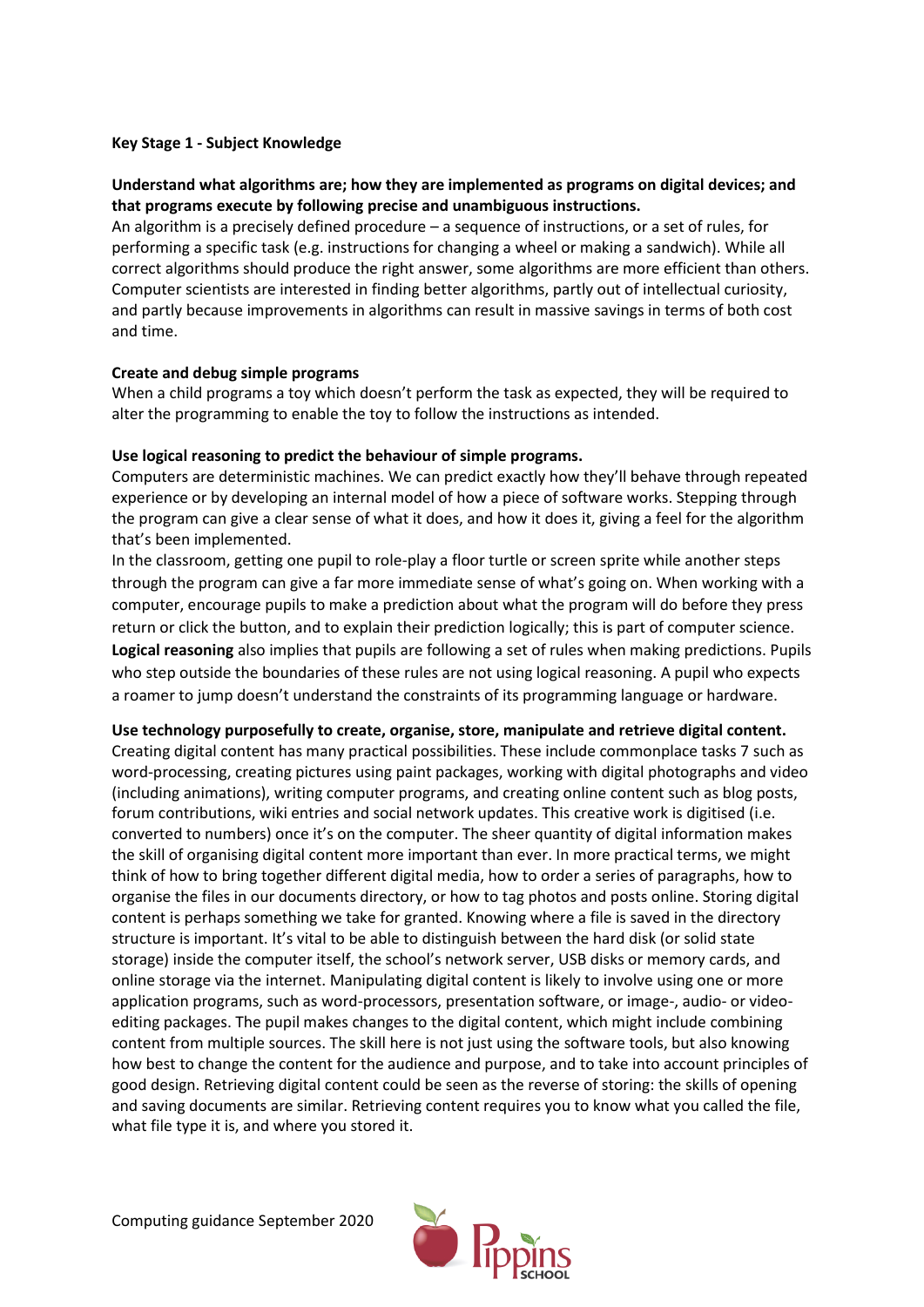**Key Stage 1 - Subject Knowledge**

**Understand what algorithms are; how they are implemented as programs on digital devices; and that programs execute by following precise and unambiguous instructions.**

An algorithm is a precisely defined procedure – a sequence of instructions, or a set of rules, for performing a specific task (e.g. instructions for changing a wheel or making a sandwich). While all correct algorithms should produce the right answer, some algorithms are more efficient than others. Computer scientists are interested in finding better algorithms, partly out of intellectual curiosity, and partly because improvements in algorithms can result in massive savings in terms of both cost and time.

**Create and debug simple programs**

When a child programs a toy which doesn't perform the task as expected, they will be required to alter the programming to enable the toy to follow the instructions as intended.

**Use logical reasoning to predict the behaviour of simple programs.**

Computers are deterministic machines. We can predict exactly how they'll behave through repeated experience or by developing an internal model of how a piece of software works. Stepping through the program can give a clear sense of what it does, and how it does it, giving a feel for the algorithm that's been implemented.

In the classroom, getting one pupil to role-play a floor turtle or screen sprite while another steps through the program can give a far more immediate sense of what's going on. When working with a computer, encourage pupils to make a prediction about what the program will do before they press return or click the button, and to explain their prediction logically; this is part of computer science. **Logical reasoning** also implies that pupils are following a set of rules when making predictions. Pupils who step outside the boundaries of these rules are not using logical reasoning. A pupil who expects a roamer to jump doesn't understand the constraints of its programming language or hardware.

**Use technology purposefully to create, organise, store, manipulate and retrieve digital content.**

Creating digital content has many practical possibilities. These include commonplace tasks 7 such as word-processing, creating pictures using paint packages, working with digital photographs and video (including animations), writing computer programs, and creating online content such as blog posts, forum contributions, wiki entries and social network updates. This creative work is digitised (i.e. converted to numbers) once it's on the computer. The sheer quantity of digital information makes the skill of organising digital content more important than ever. In more practical terms, we might think of how to bring together different digital media, how to order a series of paragraphs, how to organise the files in our documents directory, or how to tag photos and posts online. Storing digital content is perhaps something we take for granted. Knowing where a file is saved in the directory structure is important. It's vital to be able to distinguish between the hard disk (or solid state storage) inside the computer itself, the school's network server, USB disks or memory cards, and online storage via the internet. Manipulating digital content is likely to involve using one or more application programs, such as word-processors, presentation software, or image-, audio- or video-editing packages. The pupil makes changes to the digital content, which might include combining content from multiple sources. The skill here is not just using the software tools, but also knowing how best to change the content for the audience and purpose, and to take into account principles of good design. Retrieving digital content could be seen as the reverse of storing: the skills of opening and saving documents are similar. Retrieving content requires you to know what you called the file, what file type it is, and where you stored it.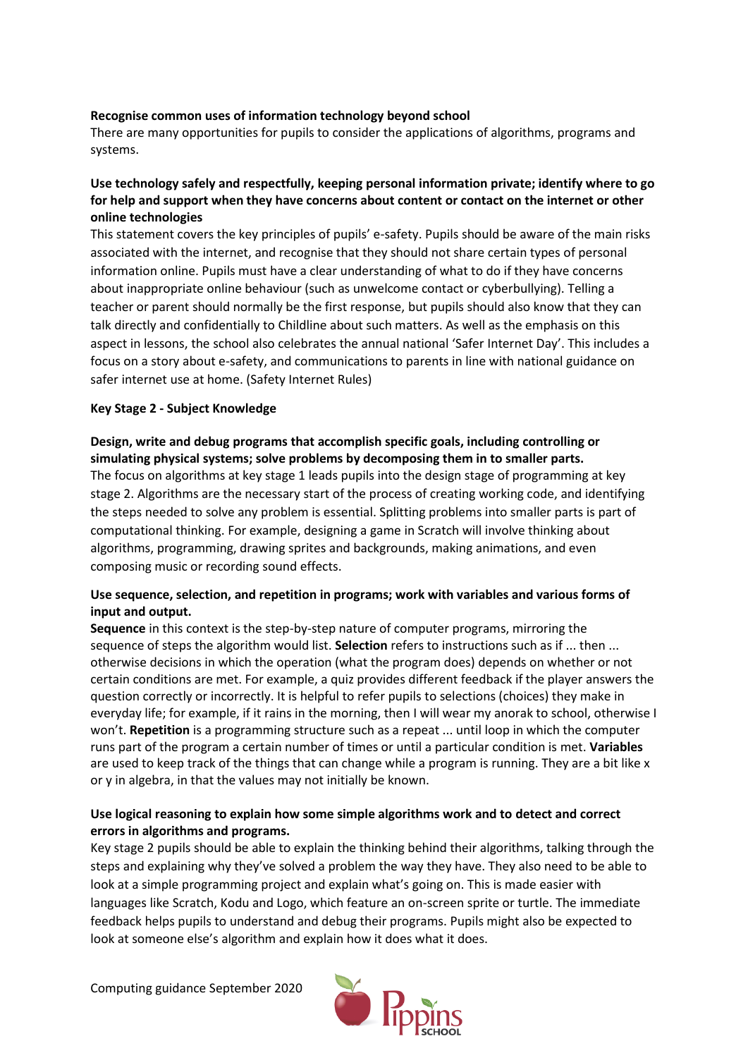**Recognise common uses of information technology beyond school**

There are many opportunities for pupils to consider the applications of algorithms, programs and systems.

**Use technology safely and respectfully, keeping personal information private; identify where to go for help and support when they have concerns about content or contact on the internet or other online technologies**

This statement covers the key principles of pupils' e-safety. Pupils should be aware of the main risks associated with the internet, and recognise that they should not share certain types of personal information online. Pupils must have a clear understanding of what to do if they have concerns about inappropriate online behaviour (such as unwelcome contact or cyberbullying). Telling a teacher or parent should normally be the first response, but pupils should also know that they can talk directly and confidentially to Childline about such matters. As well as the emphasis on this aspect in lessons, the school also celebrates the annual national 'Safer Internet Day'. This includes a focus on a story about e-safety, and communications to parents in line with national guidance on safer internet use at home. (Safety Internet Rules)

**Key Stage 2 - Subject Knowledge**

**Design, write and debug programs that accomplish specific goals, including controlling or simulating physical systems; solve problems by decomposing them in to smaller parts.**

The focus on algorithms at key stage 1 leads pupils into the design stage of programming at key stage 2. Algorithms are the necessary start of the process of creating working code, and identifying the steps needed to solve any problem is essential. Splitting problems into smaller parts is part of computational thinking. For example, designing a game in Scratch will involve thinking about algorithms, programming, drawing sprites and backgrounds, making animations, and even composing music or recording sound effects.

**Use sequence, selection, and repetition in programs; work with variables and various forms of input and output.**

**Sequence** in this context is the step-by-step nature of computer programs, mirroring the sequence of steps the algorithm would list. **Selection** refers to instructions such as if ... then ... otherwise decisions in which the operation (what the program does) depends on whether or not certain conditions are met. For example, a quiz provides different feedback if the player answers the question correctly or incorrectly. It is helpful to refer pupils to selections (choices) they make in everyday life; for example, if it rains in the morning, then I will wear my anorak to school, otherwise I won't. **Repetition** is a programming structure such as a repeat ... until loop in which the computer runs part of the program a certain number of times or until a particular condition is met. **Variables** are used to keep track of the things that can change while a program is running. They are a bit like x or y in algebra, in that the values may not initially be known.

**Use logical reasoning to explain how some simple algorithms work and to detect and correct errors in algorithms and programs.**

Key stage 2 pupils should be able to explain the thinking behind their algorithms, talking through the steps and explaining why they've solved a problem the way they have. They also need to be able to look at a simple programming project and explain what's going on. This is made easier with languages like Scratch, Kodu and Logo, which feature an on-screen sprite or turtle. The immediate feedback helps pupils to understand and debug their programs. Pupils might also be expected to look at someone else's algorithm and explain how it does what it does.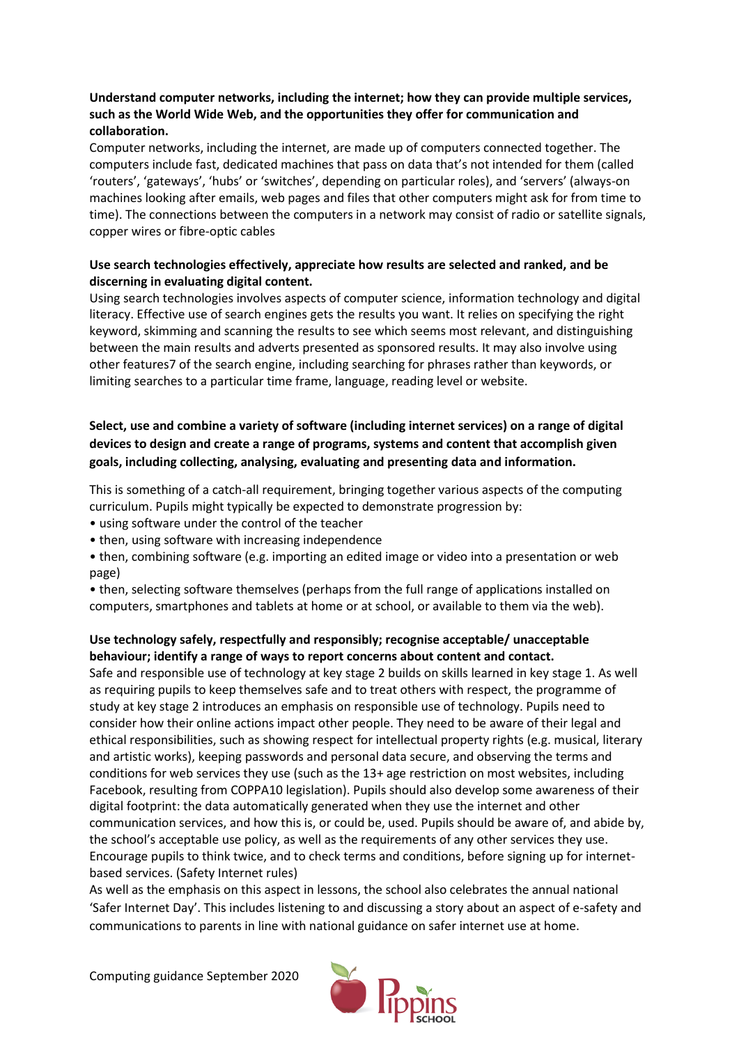**Understand computer networks, including the internet; how they can provide multiple services, such as the World Wide Web, and the opportunities they offer for communication and collaboration.**

Computer networks, including the internet, are made up of computers connected together. The computers include fast, dedicated machines that pass on data that's not intended for them (called 'routers', 'gateways', 'hubs' or 'switches', depending on particular roles), and 'servers' (always-on machines looking after emails, web pages and files that other computers might ask for from time to time). The connections between the computers in a network may consist of radio or satellite signals, copper wires or fibre-optic cables

**Use search technologies effectively, appreciate how results are selected and ranked, and be discerning in evaluating digital content.**

Using search technologies involves aspects of computer science, information technology and digital literacy. Effective use of search engines gets the results you want. It relies on specifying the right keyword, skimming and scanning the results to see which seems most relevant, and distinguishing between the main results and adverts presented as sponsored results. It may also involve using other features7 of the search engine, including searching for phrases rather than keywords, or limiting searches to a particular time frame, language, reading level or website.

**Select, use and combine a variety of software (including internet services) on a range of digital devices to design and create a range of programs, systems and content that accomplish given goals, including collecting, analysing, evaluating and presenting data and information.**

This is something of a catch-all requirement, bringing together various aspects of the computing curriculum. Pupils might typically be expected to demonstrate progression by:

- using software under the control of the teacher
- then, using software with increasing independence
- then, combining software (e.g. importing an edited image or video into a presentation or web page)
- then, selecting software themselves (perhaps from the full range of applications installed on computers, smartphones and tablets at home or at school, or available to them via the web).

**Use technology safely, respectfully and responsibly; recognise acceptable/ unacceptable behaviour; identify a range of ways to report concerns about content and contact.**

Safe and responsible use of technology at key stage 2 builds on skills learned in key stage 1. As well as requiring pupils to keep themselves safe and to treat others with respect, the programme of study at key stage 2 introduces an emphasis on responsible use of technology. Pupils need to consider how their online actions impact other people. They need to be aware of their legal and ethical responsibilities, such as showing respect for intellectual property rights (e.g. musical, literary and artistic works), keeping passwords and personal data secure, and observing the terms and conditions for web services they use (such as the 13+ age restriction on most websites, including Facebook, resulting from COPPA10 legislation). Pupils should also develop some awareness of their digital footprint: the data automatically generated when they use the internet and other communication services, and how this is, or could be, used. Pupils should be aware of, and abide by, the school's acceptable use policy, as well as the requirements of any other services they use. Encourage pupils to think twice, and to check terms and conditions, before signing up for internet-based services. (Safety Internet rules)

As well as the emphasis on this aspect in lessons, the school also celebrates the annual national 'Safer Internet Day'. This includes listening to and discussing a story about an aspect of e-safety and communications to parents in line with national guidance on safer internet use at home.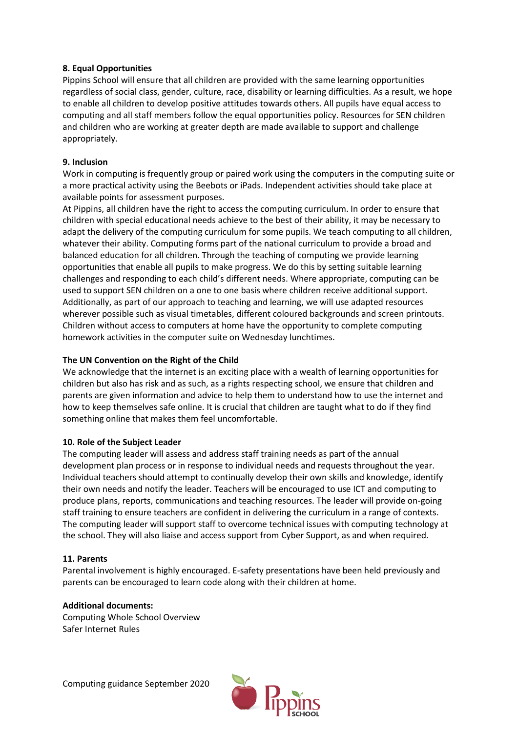**8. Equal Opportunities**

Pippins School will ensure that all children are provided with the same learning opportunities regardless of social class, gender, culture, race, disability or learning difficulties. As a result, we hope to enable all children to develop positive attitudes towards others. All pupils have equal access to computing and all staff members follow the equal opportunities policy. Resources for SEN children and children who are working at greater depth are made available to support and challenge appropriately.

**9. Inclusion**

Work in computing is frequently group or paired work using the computers in the computing suite or a more practical activity using the Beebots or iPads. Independent activities should take place at available points for assessment purposes.

At Pippins, all children have the right to access the computing curriculum. In order to ensure that children with special educational needs achieve to the best of their ability, it may be necessary to adapt the delivery of the computing curriculum for some pupils. We teach computing to all children, whatever their ability. Computing forms part of the national curriculum to provide a broad and balanced education for all children. Through the teaching of computing we provide learning opportunities that enable all pupils to make progress. We do this by setting suitable learning challenges and responding to each child's different needs. Where appropriate, computing can be used to support SEN children on a one to one basis where children receive additional support. Additionally, as part of our approach to teaching and learning, we will use adapted resources wherever possible such as visual timetables, different coloured backgrounds and screen printouts. Children without access to computers at home have the opportunity to complete computing homework activities in the computer suite on Wednesday lunchtimes.

**The UN Convention on the Right of the Child**

We acknowledge that the internet is an exciting place with a wealth of learning opportunities for children but also has risk and as such, as a rights respecting school, we ensure that children and parents are given information and advice to help them to understand how to use the internet and how to keep themselves safe online. It is crucial that children are taught what to do if they find something online that makes them feel uncomfortable.

**10. Role of the Subject Leader**

The computing leader will assess and address staff training needs as part of the annual development plan process or in response to individual needs and requests throughout the year. Individual teachers should attempt to continually develop their own skills and knowledge, identify their own needs and notify the leader. Teachers will be encouraged to use ICT and computing to produce plans, reports, communications and teaching resources. The leader will provide on-going staff training to ensure teachers are confident in delivering the curriculum in a range of contexts. The computing leader will support staff to overcome technical issues with computing technology at the school. They will also liaise and access support from Cyber Support, as and when required.

**11. Parents**

Parental involvement is highly encouraged. E-safety presentations have been held previously and parents can be encouraged to learn code along with their children at home.

**Additional documents:**

Computing Whole School Overview

Safer Internet Rules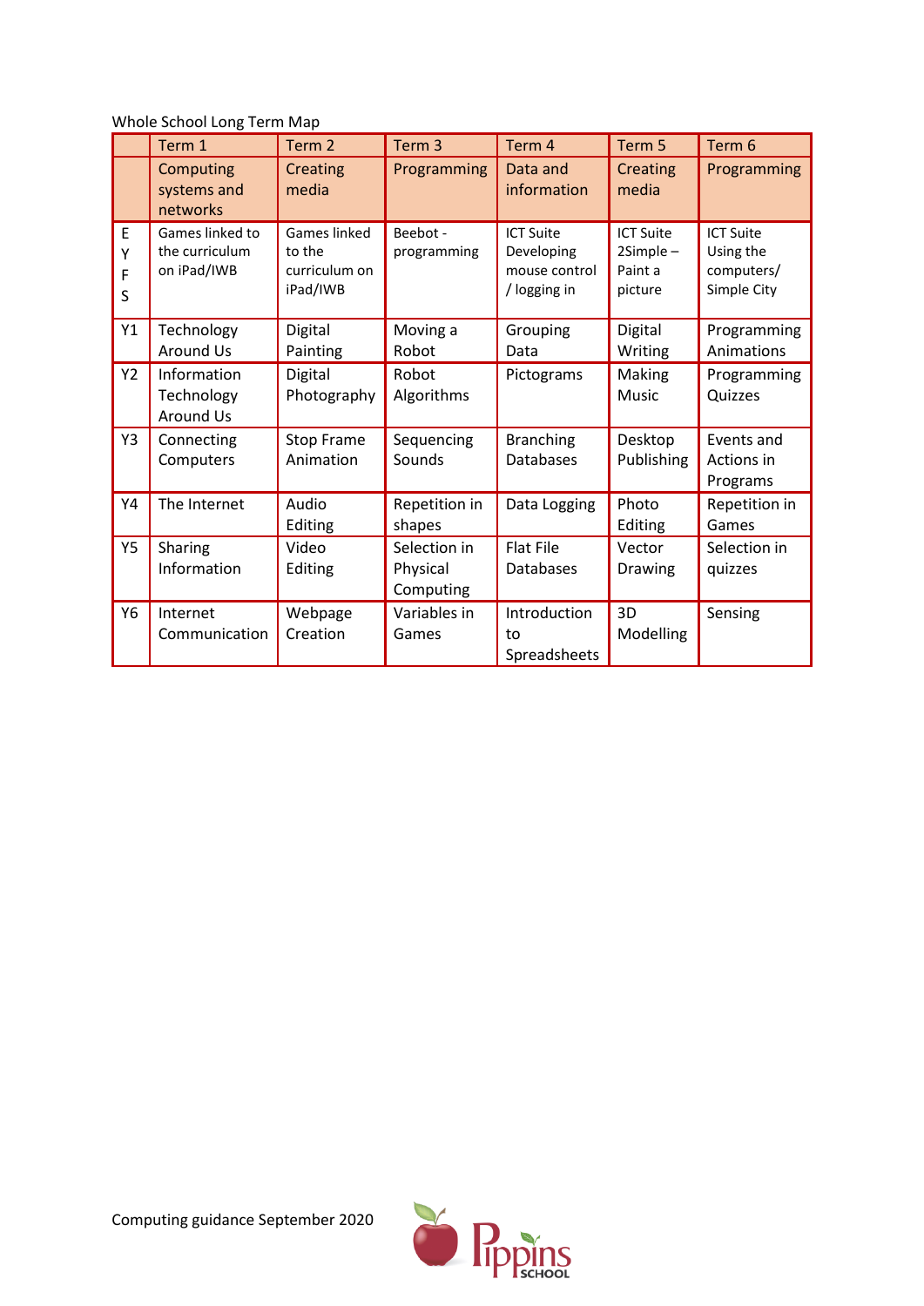Whole School Long Term Map

| | Term 1 | Term 2 | Term 3 | Term 4 | Term 5 | Term 6 |
|---|---|---|---|---|---|---|
| | Computing systems and networks | Creating media | Programming | Data and information | Creating media | Programming |
| EYFS | Games linked to the curriculum on iPad/IWB | Games linked to the curriculum on iPad/IWB | Beebot - programming | ICT Suite Developing mouse control / logging in | ICT Suite 2Simple – Paint a picture | ICT Suite Using the computers/ Simple City |
| Y1 | Technology Around Us | Digital Painting | Moving a Robot | Grouping Data | Digital Writing | Programming Animations |
| Y2 | Information Technology Around Us | Digital Photography | Robot Algorithms | Pictograms | Making Music | Programming Quizzes |
| Y3 | Connecting Computers | Stop Frame Animation | Sequencing Sounds | Branching Databases | Desktop Publishing | Events and Actions in Programs |
| Y4 | The Internet | Audio Editing | Repetition in shapes | Data Logging | Photo Editing | Repetition in Games |
| Y5 | Sharing Information | Video Editing | Selection in Physical Computing | Flat File Databases | Vector Drawing | Selection in quizzes |
| Y6 | Internet Communication | Webpage Creation | Variables in Games | Introduction to Spreadsheets | 3D Modelling | Sensing |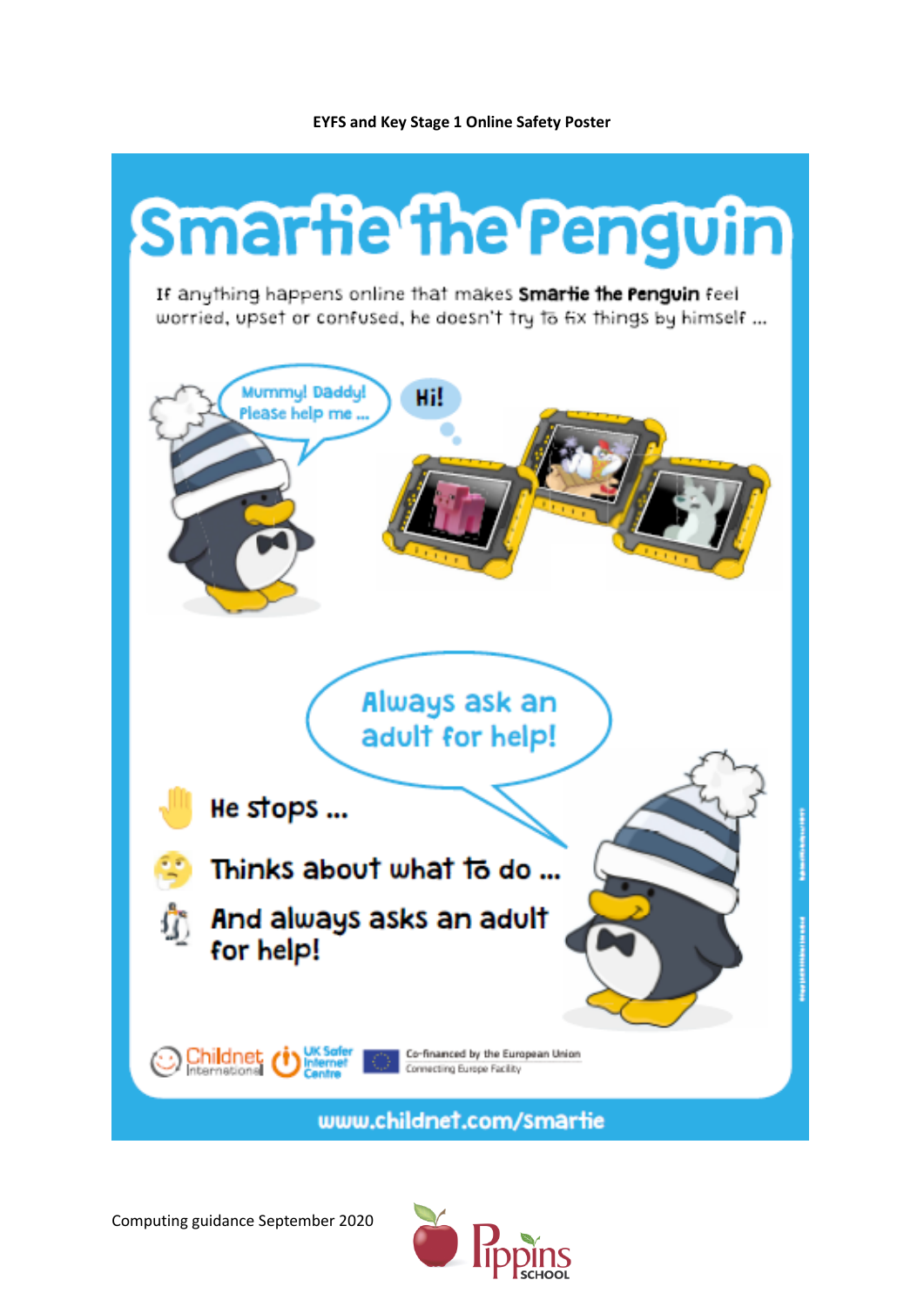**EYFS and Key Stage 1 Online Safety Poster**

# Smartie the Penguin

If anything happens online that makes **Smartie the Penguin** feel worried, upset or confused, he doesn't try to fix things by himself ...

Mummy! Daddy! Please help me ...

Hi!

Always ask an adult for help!

He stops ...

Thinks about what to do ...

And always asks an adult for help!

Childnet International | UK Safer Internet Centre | Co-financed by the European Union Connecting Europe Facility

www.childnet.com/smartie

Computing guidance September 2020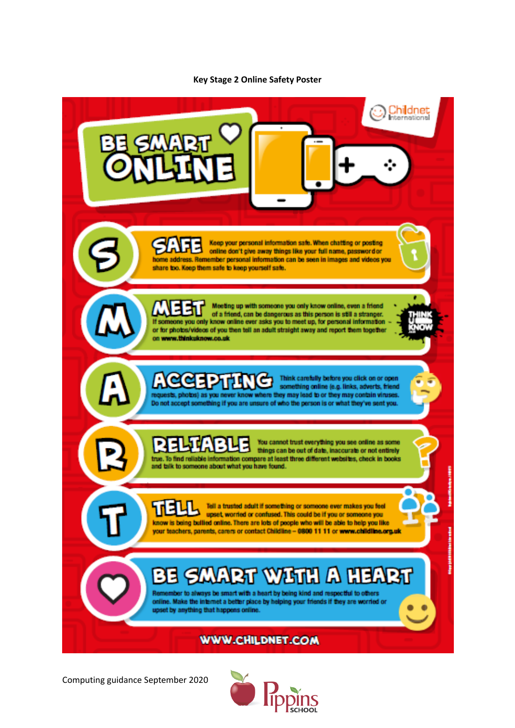**Key Stage 2 Online Safety Poster**

# BE SMART ONLINE

Childnet International

**S — SAFE** Keep your personal information safe. When chatting or posting online don't give away things like your full name, password or home address. Remember personal information can be seen in images and videos you share too. Keep them safe to keep yourself safe.

**M — MEET** Meeting up with someone you only know online, even a friend of a friend, can be dangerous as this person is still a stranger. If someone you only know online ever asks you to meet up, for personal information or for photos/videos of you then tell an adult straight away and report them together on **www.thinkuknow.co.uk**

**A — ACCEPTING** Think carefully before you click on or open something online (e.g. links, adverts, friend requests, photos) as you never know where they may lead to or they may contain viruses. Do not accept something if you are unsure of who the person is or what they've sent you.

**R — RELIABLE** You cannot trust everything you see online as some things can be out of date, inaccurate or not entirely true. To find reliable information compare at least three different websites, check in books and talk to someone about what you have found.

**T — TELL** Tell a trusted adult if something or someone ever makes you feel upset, worried or confused. This could be if you or someone you know is being bullied online. There are lots of people who will be able to help you like your teachers, parents, carers or contact Childline – **0800 11 11** or **www.childline.org.uk**

**BE SMART WITH A HEART** Remember to always be smart with a heart by being kind and respectful to others online. Make the internet a better place by helping your friends if they are worried or upset by anything that happens online.

**WWW.CHILDNET.COM**

Computing guidance September 2020

Pippins School